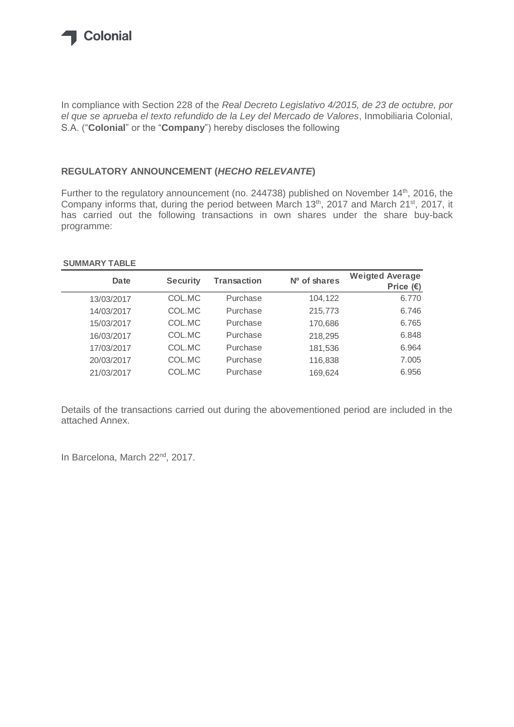Colonial

In compliance with Section 228 of the *Real Decreto Legislativo 4/2015, de 23 de octubre, por el que se aprueba el texto refundido de la Ley del Mercado de Valores*, Inmobiliaria Colonial, S.A. ("**Colonial**" or the "**Company**") hereby discloses the following

## REGULATORY ANNOUNCEMENT (*HECHO RELEVANTE*)

Further to the regulatory announcement (no. 244738) published on November 14th, 2016, the Company informs that, during the period between March 13th, 2017 and March 21st, 2017, it has carried out the following transactions in own shares under the share buy-back programme:

**SUMMARY TABLE**

| Date | Security | Transaction | Nº of shares | Weigted Average Price (€) |
|---|---|---|---|---|
| 13/03/2017 | COL.MC | Purchase | 104,122 | 6.770 |
| 14/03/2017 | COL.MC | Purchase | 215,773 | 6.746 |
| 15/03/2017 | COL.MC | Purchase | 170,686 | 6.765 |
| 16/03/2017 | COL.MC | Purchase | 218,295 | 6.848 |
| 17/03/2017 | COL.MC | Purchase | 181,536 | 6.964 |
| 20/03/2017 | COL.MC | Purchase | 116,838 | 7.005 |
| 21/03/2017 | COL.MC | Purchase | 169,624 | 6.956 |

Details of the transactions carried out during the abovementioned period are included in the attached Annex.

In Barcelona, March 22nd, 2017.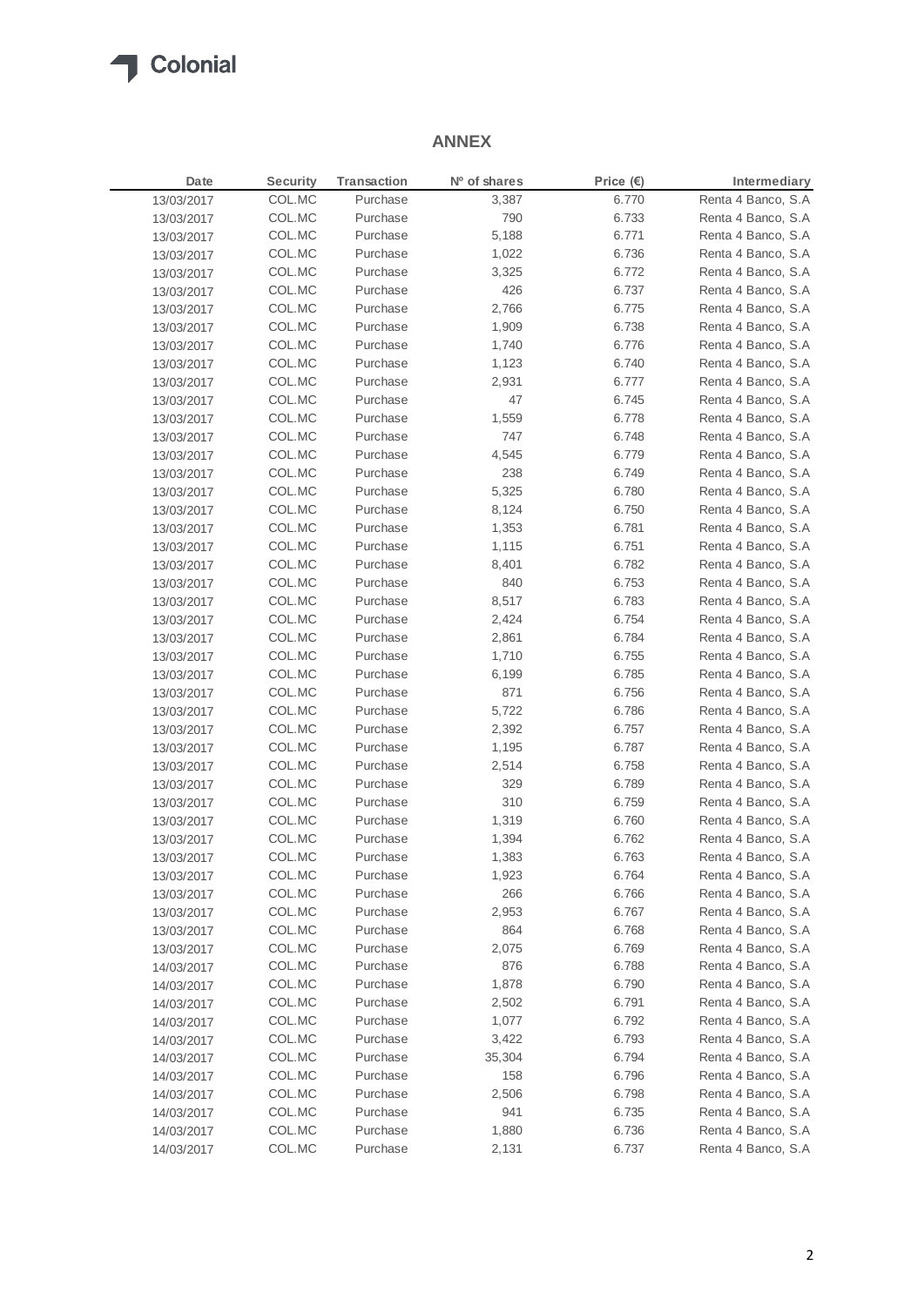# ANNEX

| Date | Security | Transaction | Nº of shares | Price (€) | Intermediary |
|---|---|---|---|---|---|
| 13/03/2017 | COL.MC | Purchase | 3,387 | 6.770 | Renta 4 Banco, S.A |
| 13/03/2017 | COL.MC | Purchase | 790 | 6.733 | Renta 4 Banco, S.A |
| 13/03/2017 | COL.MC | Purchase | 5,188 | 6.771 | Renta 4 Banco, S.A |
| 13/03/2017 | COL.MC | Purchase | 1,022 | 6.736 | Renta 4 Banco, S.A |
| 13/03/2017 | COL.MC | Purchase | 3,325 | 6.772 | Renta 4 Banco, S.A |
| 13/03/2017 | COL.MC | Purchase | 426 | 6.737 | Renta 4 Banco, S.A |
| 13/03/2017 | COL.MC | Purchase | 2,766 | 6.775 | Renta 4 Banco, S.A |
| 13/03/2017 | COL.MC | Purchase | 1,909 | 6.738 | Renta 4 Banco, S.A |
| 13/03/2017 | COL.MC | Purchase | 1,740 | 6.776 | Renta 4 Banco, S.A |
| 13/03/2017 | COL.MC | Purchase | 1,123 | 6.740 | Renta 4 Banco, S.A |
| 13/03/2017 | COL.MC | Purchase | 2,931 | 6.777 | Renta 4 Banco, S.A |
| 13/03/2017 | COL.MC | Purchase | 47 | 6.745 | Renta 4 Banco, S.A |
| 13/03/2017 | COL.MC | Purchase | 1,559 | 6.778 | Renta 4 Banco, S.A |
| 13/03/2017 | COL.MC | Purchase | 747 | 6.748 | Renta 4 Banco, S.A |
| 13/03/2017 | COL.MC | Purchase | 4,545 | 6.779 | Renta 4 Banco, S.A |
| 13/03/2017 | COL.MC | Purchase | 238 | 6.749 | Renta 4 Banco, S.A |
| 13/03/2017 | COL.MC | Purchase | 5,325 | 6.780 | Renta 4 Banco, S.A |
| 13/03/2017 | COL.MC | Purchase | 8,124 | 6.750 | Renta 4 Banco, S.A |
| 13/03/2017 | COL.MC | Purchase | 1,353 | 6.781 | Renta 4 Banco, S.A |
| 13/03/2017 | COL.MC | Purchase | 1,115 | 6.751 | Renta 4 Banco, S.A |
| 13/03/2017 | COL.MC | Purchase | 8,401 | 6.782 | Renta 4 Banco, S.A |
| 13/03/2017 | COL.MC | Purchase | 840 | 6.753 | Renta 4 Banco, S.A |
| 13/03/2017 | COL.MC | Purchase | 8,517 | 6.783 | Renta 4 Banco, S.A |
| 13/03/2017 | COL.MC | Purchase | 2,424 | 6.754 | Renta 4 Banco, S.A |
| 13/03/2017 | COL.MC | Purchase | 2,861 | 6.784 | Renta 4 Banco, S.A |
| 13/03/2017 | COL.MC | Purchase | 1,710 | 6.755 | Renta 4 Banco, S.A |
| 13/03/2017 | COL.MC | Purchase | 6,199 | 6.785 | Renta 4 Banco, S.A |
| 13/03/2017 | COL.MC | Purchase | 871 | 6.756 | Renta 4 Banco, S.A |
| 13/03/2017 | COL.MC | Purchase | 5,722 | 6.786 | Renta 4 Banco, S.A |
| 13/03/2017 | COL.MC | Purchase | 2,392 | 6.757 | Renta 4 Banco, S.A |
| 13/03/2017 | COL.MC | Purchase | 1,195 | 6.787 | Renta 4 Banco, S.A |
| 13/03/2017 | COL.MC | Purchase | 2,514 | 6.758 | Renta 4 Banco, S.A |
| 13/03/2017 | COL.MC | Purchase | 329 | 6.789 | Renta 4 Banco, S.A |
| 13/03/2017 | COL.MC | Purchase | 310 | 6.759 | Renta 4 Banco, S.A |
| 13/03/2017 | COL.MC | Purchase | 1,319 | 6.760 | Renta 4 Banco, S.A |
| 13/03/2017 | COL.MC | Purchase | 1,394 | 6.762 | Renta 4 Banco, S.A |
| 13/03/2017 | COL.MC | Purchase | 1,383 | 6.763 | Renta 4 Banco, S.A |
| 13/03/2017 | COL.MC | Purchase | 1,923 | 6.764 | Renta 4 Banco, S.A |
| 13/03/2017 | COL.MC | Purchase | 266 | 6.766 | Renta 4 Banco, S.A |
| 13/03/2017 | COL.MC | Purchase | 2,953 | 6.767 | Renta 4 Banco, S.A |
| 13/03/2017 | COL.MC | Purchase | 864 | 6.768 | Renta 4 Banco, S.A |
| 13/03/2017 | COL.MC | Purchase | 2,075 | 6.769 | Renta 4 Banco, S.A |
| 14/03/2017 | COL.MC | Purchase | 876 | 6.788 | Renta 4 Banco, S.A |
| 14/03/2017 | COL.MC | Purchase | 1,878 | 6.790 | Renta 4 Banco, S.A |
| 14/03/2017 | COL.MC | Purchase | 2,502 | 6.791 | Renta 4 Banco, S.A |
| 14/03/2017 | COL.MC | Purchase | 1,077 | 6.792 | Renta 4 Banco, S.A |
| 14/03/2017 | COL.MC | Purchase | 3,422 | 6.793 | Renta 4 Banco, S.A |
| 14/03/2017 | COL.MC | Purchase | 35,304 | 6.794 | Renta 4 Banco, S.A |
| 14/03/2017 | COL.MC | Purchase | 158 | 6.796 | Renta 4 Banco, S.A |
| 14/03/2017 | COL.MC | Purchase | 2,506 | 6.798 | Renta 4 Banco, S.A |
| 14/03/2017 | COL.MC | Purchase | 941 | 6.735 | Renta 4 Banco, S.A |
| 14/03/2017 | COL.MC | Purchase | 1,880 | 6.736 | Renta 4 Banco, S.A |
| 14/03/2017 | COL.MC | Purchase | 2,131 | 6.737 | Renta 4 Banco, S.A |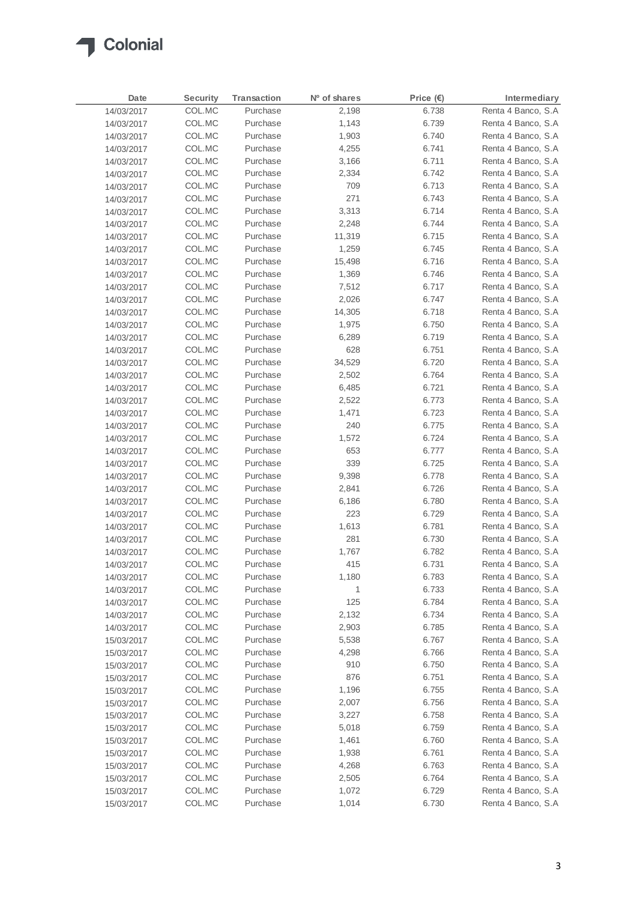| Date | Security | Transaction | Nº of shares | Price (€) | Intermediary |
|---|---|---|---|---|---|
| 14/03/2017 | COL.MC | Purchase | 2,198 | 6.738 | Renta 4 Banco, S.A |
| 14/03/2017 | COL.MC | Purchase | 1,143 | 6.739 | Renta 4 Banco, S.A |
| 14/03/2017 | COL.MC | Purchase | 1,903 | 6.740 | Renta 4 Banco, S.A |
| 14/03/2017 | COL.MC | Purchase | 4,255 | 6.741 | Renta 4 Banco, S.A |
| 14/03/2017 | COL.MC | Purchase | 3,166 | 6.711 | Renta 4 Banco, S.A |
| 14/03/2017 | COL.MC | Purchase | 2,334 | 6.742 | Renta 4 Banco, S.A |
| 14/03/2017 | COL.MC | Purchase | 709 | 6.713 | Renta 4 Banco, S.A |
| 14/03/2017 | COL.MC | Purchase | 271 | 6.743 | Renta 4 Banco, S.A |
| 14/03/2017 | COL.MC | Purchase | 3,313 | 6.714 | Renta 4 Banco, S.A |
| 14/03/2017 | COL.MC | Purchase | 2,248 | 6.744 | Renta 4 Banco, S.A |
| 14/03/2017 | COL.MC | Purchase | 11,319 | 6.715 | Renta 4 Banco, S.A |
| 14/03/2017 | COL.MC | Purchase | 1,259 | 6.745 | Renta 4 Banco, S.A |
| 14/03/2017 | COL.MC | Purchase | 15,498 | 6.716 | Renta 4 Banco, S.A |
| 14/03/2017 | COL.MC | Purchase | 1,369 | 6.746 | Renta 4 Banco, S.A |
| 14/03/2017 | COL.MC | Purchase | 7,512 | 6.717 | Renta 4 Banco, S.A |
| 14/03/2017 | COL.MC | Purchase | 2,026 | 6.747 | Renta 4 Banco, S.A |
| 14/03/2017 | COL.MC | Purchase | 14,305 | 6.718 | Renta 4 Banco, S.A |
| 14/03/2017 | COL.MC | Purchase | 1,975 | 6.750 | Renta 4 Banco, S.A |
| 14/03/2017 | COL.MC | Purchase | 6,289 | 6.719 | Renta 4 Banco, S.A |
| 14/03/2017 | COL.MC | Purchase | 628 | 6.751 | Renta 4 Banco, S.A |
| 14/03/2017 | COL.MC | Purchase | 34,529 | 6.720 | Renta 4 Banco, S.A |
| 14/03/2017 | COL.MC | Purchase | 2,502 | 6.764 | Renta 4 Banco, S.A |
| 14/03/2017 | COL.MC | Purchase | 6,485 | 6.721 | Renta 4 Banco, S.A |
| 14/03/2017 | COL.MC | Purchase | 2,522 | 6.773 | Renta 4 Banco, S.A |
| 14/03/2017 | COL.MC | Purchase | 1,471 | 6.723 | Renta 4 Banco, S.A |
| 14/03/2017 | COL.MC | Purchase | 240 | 6.775 | Renta 4 Banco, S.A |
| 14/03/2017 | COL.MC | Purchase | 1,572 | 6.724 | Renta 4 Banco, S.A |
| 14/03/2017 | COL.MC | Purchase | 653 | 6.777 | Renta 4 Banco, S.A |
| 14/03/2017 | COL.MC | Purchase | 339 | 6.725 | Renta 4 Banco, S.A |
| 14/03/2017 | COL.MC | Purchase | 9,398 | 6.778 | Renta 4 Banco, S.A |
| 14/03/2017 | COL.MC | Purchase | 2,841 | 6.726 | Renta 4 Banco, S.A |
| 14/03/2017 | COL.MC | Purchase | 6,186 | 6.780 | Renta 4 Banco, S.A |
| 14/03/2017 | COL.MC | Purchase | 223 | 6.729 | Renta 4 Banco, S.A |
| 14/03/2017 | COL.MC | Purchase | 1,613 | 6.781 | Renta 4 Banco, S.A |
| 14/03/2017 | COL.MC | Purchase | 281 | 6.730 | Renta 4 Banco, S.A |
| 14/03/2017 | COL.MC | Purchase | 1,767 | 6.782 | Renta 4 Banco, S.A |
| 14/03/2017 | COL.MC | Purchase | 415 | 6.731 | Renta 4 Banco, S.A |
| 14/03/2017 | COL.MC | Purchase | 1,180 | 6.783 | Renta 4 Banco, S.A |
| 14/03/2017 | COL.MC | Purchase | 1 | 6.733 | Renta 4 Banco, S.A |
| 14/03/2017 | COL.MC | Purchase | 125 | 6.784 | Renta 4 Banco, S.A |
| 14/03/2017 | COL.MC | Purchase | 2,132 | 6.734 | Renta 4 Banco, S.A |
| 14/03/2017 | COL.MC | Purchase | 2,903 | 6.785 | Renta 4 Banco, S.A |
| 15/03/2017 | COL.MC | Purchase | 5,538 | 6.767 | Renta 4 Banco, S.A |
| 15/03/2017 | COL.MC | Purchase | 4,298 | 6.766 | Renta 4 Banco, S.A |
| 15/03/2017 | COL.MC | Purchase | 910 | 6.750 | Renta 4 Banco, S.A |
| 15/03/2017 | COL.MC | Purchase | 876 | 6.751 | Renta 4 Banco, S.A |
| 15/03/2017 | COL.MC | Purchase | 1,196 | 6.755 | Renta 4 Banco, S.A |
| 15/03/2017 | COL.MC | Purchase | 2,007 | 6.756 | Renta 4 Banco, S.A |
| 15/03/2017 | COL.MC | Purchase | 3,227 | 6.758 | Renta 4 Banco, S.A |
| 15/03/2017 | COL.MC | Purchase | 5,018 | 6.759 | Renta 4 Banco, S.A |
| 15/03/2017 | COL.MC | Purchase | 1,461 | 6.760 | Renta 4 Banco, S.A |
| 15/03/2017 | COL.MC | Purchase | 1,938 | 6.761 | Renta 4 Banco, S.A |
| 15/03/2017 | COL.MC | Purchase | 4,268 | 6.763 | Renta 4 Banco, S.A |
| 15/03/2017 | COL.MC | Purchase | 2,505 | 6.764 | Renta 4 Banco, S.A |
| 15/03/2017 | COL.MC | Purchase | 1,072 | 6.729 | Renta 4 Banco, S.A |
| 15/03/2017 | COL.MC | Purchase | 1,014 | 6.730 | Renta 4 Banco, S.A |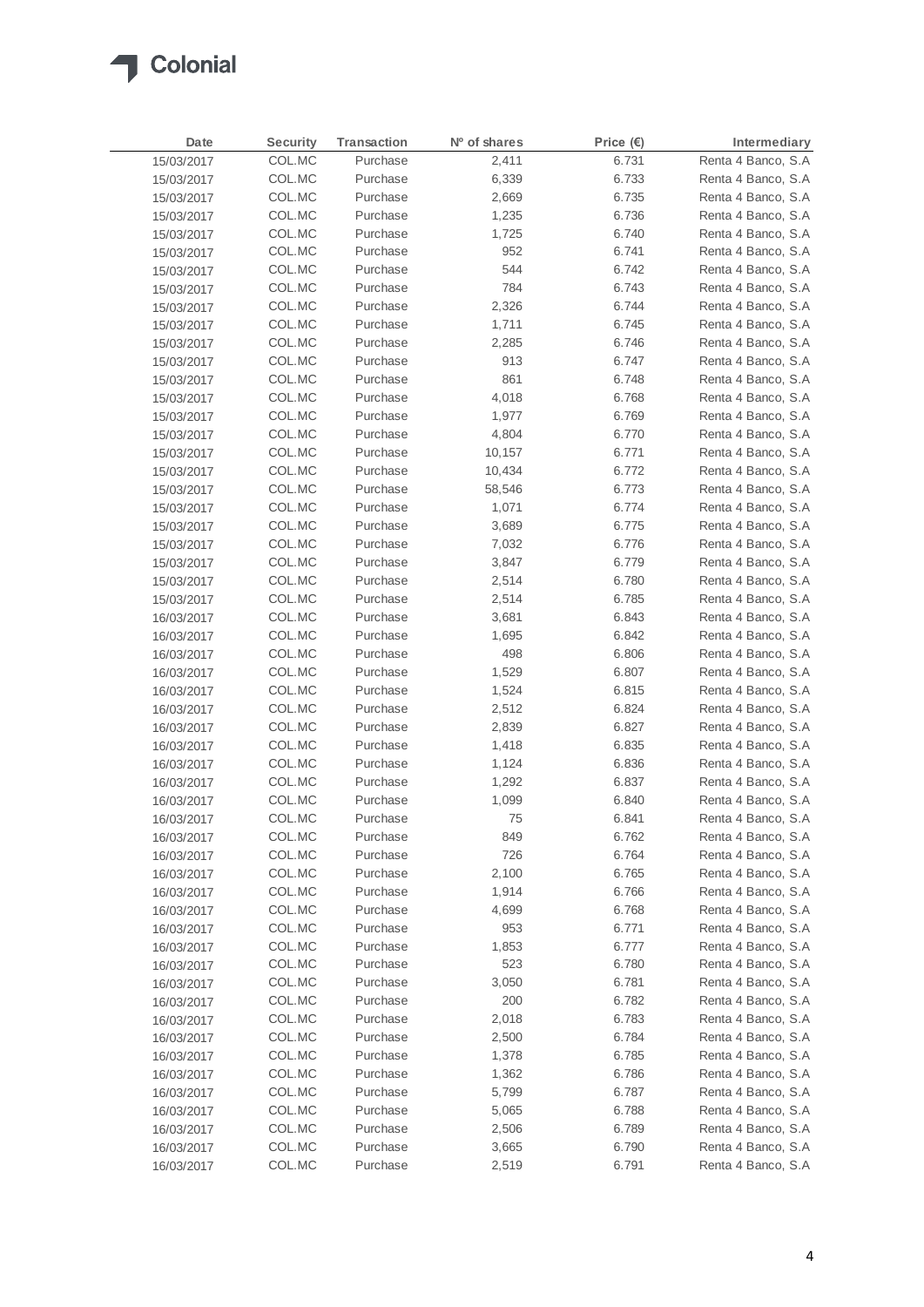| Date | Security | Transaction | Nº of shares | Price (€) | Intermediary |
|---|---|---|---|---|---|
| 15/03/2017 | COL.MC | Purchase | 2,411 | 6.731 | Renta 4 Banco, S.A |
| 15/03/2017 | COL.MC | Purchase | 6,339 | 6.733 | Renta 4 Banco, S.A |
| 15/03/2017 | COL.MC | Purchase | 2,669 | 6.735 | Renta 4 Banco, S.A |
| 15/03/2017 | COL.MC | Purchase | 1,235 | 6.736 | Renta 4 Banco, S.A |
| 15/03/2017 | COL.MC | Purchase | 1,725 | 6.740 | Renta 4 Banco, S.A |
| 15/03/2017 | COL.MC | Purchase | 952 | 6.741 | Renta 4 Banco, S.A |
| 15/03/2017 | COL.MC | Purchase | 544 | 6.742 | Renta 4 Banco, S.A |
| 15/03/2017 | COL.MC | Purchase | 784 | 6.743 | Renta 4 Banco, S.A |
| 15/03/2017 | COL.MC | Purchase | 2,326 | 6.744 | Renta 4 Banco, S.A |
| 15/03/2017 | COL.MC | Purchase | 1,711 | 6.745 | Renta 4 Banco, S.A |
| 15/03/2017 | COL.MC | Purchase | 2,285 | 6.746 | Renta 4 Banco, S.A |
| 15/03/2017 | COL.MC | Purchase | 913 | 6.747 | Renta 4 Banco, S.A |
| 15/03/2017 | COL.MC | Purchase | 861 | 6.748 | Renta 4 Banco, S.A |
| 15/03/2017 | COL.MC | Purchase | 4,018 | 6.768 | Renta 4 Banco, S.A |
| 15/03/2017 | COL.MC | Purchase | 1,977 | 6.769 | Renta 4 Banco, S.A |
| 15/03/2017 | COL.MC | Purchase | 4,804 | 6.770 | Renta 4 Banco, S.A |
| 15/03/2017 | COL.MC | Purchase | 10,157 | 6.771 | Renta 4 Banco, S.A |
| 15/03/2017 | COL.MC | Purchase | 10,434 | 6.772 | Renta 4 Banco, S.A |
| 15/03/2017 | COL.MC | Purchase | 58,546 | 6.773 | Renta 4 Banco, S.A |
| 15/03/2017 | COL.MC | Purchase | 1,071 | 6.774 | Renta 4 Banco, S.A |
| 15/03/2017 | COL.MC | Purchase | 3,689 | 6.775 | Renta 4 Banco, S.A |
| 15/03/2017 | COL.MC | Purchase | 7,032 | 6.776 | Renta 4 Banco, S.A |
| 15/03/2017 | COL.MC | Purchase | 3,847 | 6.779 | Renta 4 Banco, S.A |
| 15/03/2017 | COL.MC | Purchase | 2,514 | 6.780 | Renta 4 Banco, S.A |
| 15/03/2017 | COL.MC | Purchase | 2,514 | 6.785 | Renta 4 Banco, S.A |
| 16/03/2017 | COL.MC | Purchase | 3,681 | 6.843 | Renta 4 Banco, S.A |
| 16/03/2017 | COL.MC | Purchase | 1,695 | 6.842 | Renta 4 Banco, S.A |
| 16/03/2017 | COL.MC | Purchase | 498 | 6.806 | Renta 4 Banco, S.A |
| 16/03/2017 | COL.MC | Purchase | 1,529 | 6.807 | Renta 4 Banco, S.A |
| 16/03/2017 | COL.MC | Purchase | 1,524 | 6.815 | Renta 4 Banco, S.A |
| 16/03/2017 | COL.MC | Purchase | 2,512 | 6.824 | Renta 4 Banco, S.A |
| 16/03/2017 | COL.MC | Purchase | 2,839 | 6.827 | Renta 4 Banco, S.A |
| 16/03/2017 | COL.MC | Purchase | 1,418 | 6.835 | Renta 4 Banco, S.A |
| 16/03/2017 | COL.MC | Purchase | 1,124 | 6.836 | Renta 4 Banco, S.A |
| 16/03/2017 | COL.MC | Purchase | 1,292 | 6.837 | Renta 4 Banco, S.A |
| 16/03/2017 | COL.MC | Purchase | 1,099 | 6.840 | Renta 4 Banco, S.A |
| 16/03/2017 | COL.MC | Purchase | 75 | 6.841 | Renta 4 Banco, S.A |
| 16/03/2017 | COL.MC | Purchase | 849 | 6.762 | Renta 4 Banco, S.A |
| 16/03/2017 | COL.MC | Purchase | 726 | 6.764 | Renta 4 Banco, S.A |
| 16/03/2017 | COL.MC | Purchase | 2,100 | 6.765 | Renta 4 Banco, S.A |
| 16/03/2017 | COL.MC | Purchase | 1,914 | 6.766 | Renta 4 Banco, S.A |
| 16/03/2017 | COL.MC | Purchase | 4,699 | 6.768 | Renta 4 Banco, S.A |
| 16/03/2017 | COL.MC | Purchase | 953 | 6.771 | Renta 4 Banco, S.A |
| 16/03/2017 | COL.MC | Purchase | 1,853 | 6.777 | Renta 4 Banco, S.A |
| 16/03/2017 | COL.MC | Purchase | 523 | 6.780 | Renta 4 Banco, S.A |
| 16/03/2017 | COL.MC | Purchase | 3,050 | 6.781 | Renta 4 Banco, S.A |
| 16/03/2017 | COL.MC | Purchase | 200 | 6.782 | Renta 4 Banco, S.A |
| 16/03/2017 | COL.MC | Purchase | 2,018 | 6.783 | Renta 4 Banco, S.A |
| 16/03/2017 | COL.MC | Purchase | 2,500 | 6.784 | Renta 4 Banco, S.A |
| 16/03/2017 | COL.MC | Purchase | 1,378 | 6.785 | Renta 4 Banco, S.A |
| 16/03/2017 | COL.MC | Purchase | 1,362 | 6.786 | Renta 4 Banco, S.A |
| 16/03/2017 | COL.MC | Purchase | 5,799 | 6.787 | Renta 4 Banco, S.A |
| 16/03/2017 | COL.MC | Purchase | 5,065 | 6.788 | Renta 4 Banco, S.A |
| 16/03/2017 | COL.MC | Purchase | 2,506 | 6.789 | Renta 4 Banco, S.A |
| 16/03/2017 | COL.MC | Purchase | 3,665 | 6.790 | Renta 4 Banco, S.A |
| 16/03/2017 | COL.MC | Purchase | 2,519 | 6.791 | Renta 4 Banco, S.A |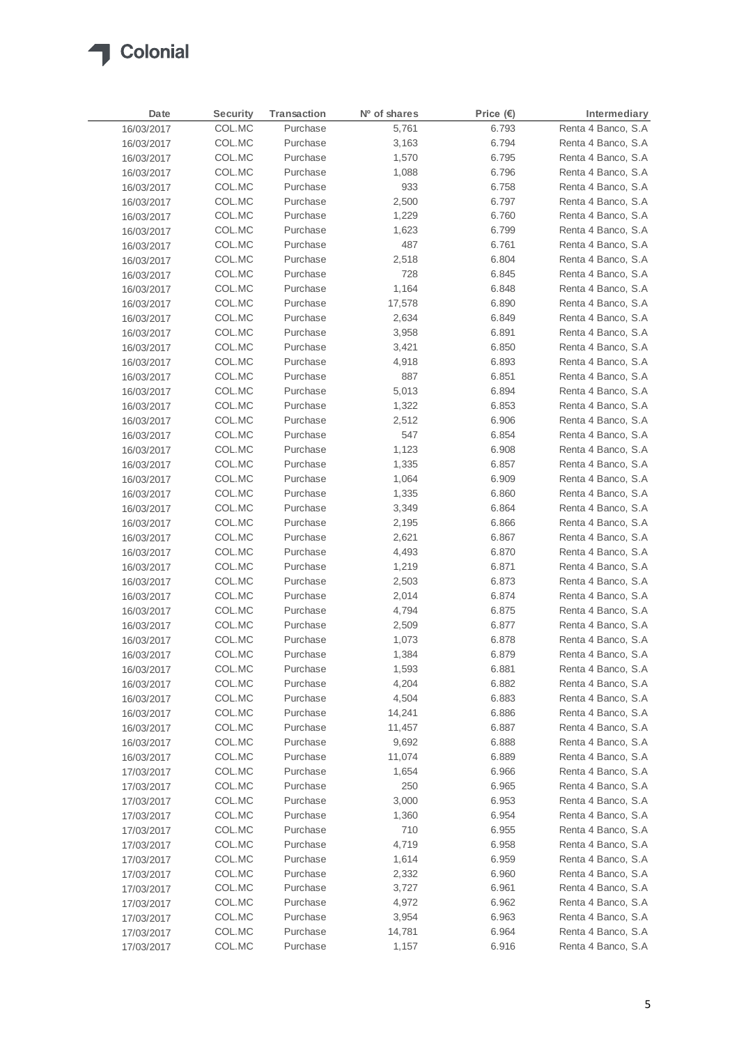| Date | Security | Transaction | Nº of shares | Price (€) | Intermediary |
|---|---|---|---|---|---|
| 16/03/2017 | COL.MC | Purchase | 5,761 | 6.793 | Renta 4 Banco, S.A |
| 16/03/2017 | COL.MC | Purchase | 3,163 | 6.794 | Renta 4 Banco, S.A |
| 16/03/2017 | COL.MC | Purchase | 1,570 | 6.795 | Renta 4 Banco, S.A |
| 16/03/2017 | COL.MC | Purchase | 1,088 | 6.796 | Renta 4 Banco, S.A |
| 16/03/2017 | COL.MC | Purchase | 933 | 6.758 | Renta 4 Banco, S.A |
| 16/03/2017 | COL.MC | Purchase | 2,500 | 6.797 | Renta 4 Banco, S.A |
| 16/03/2017 | COL.MC | Purchase | 1,229 | 6.760 | Renta 4 Banco, S.A |
| 16/03/2017 | COL.MC | Purchase | 1,623 | 6.799 | Renta 4 Banco, S.A |
| 16/03/2017 | COL.MC | Purchase | 487 | 6.761 | Renta 4 Banco, S.A |
| 16/03/2017 | COL.MC | Purchase | 2,518 | 6.804 | Renta 4 Banco, S.A |
| 16/03/2017 | COL.MC | Purchase | 728 | 6.845 | Renta 4 Banco, S.A |
| 16/03/2017 | COL.MC | Purchase | 1,164 | 6.848 | Renta 4 Banco, S.A |
| 16/03/2017 | COL.MC | Purchase | 17,578 | 6.890 | Renta 4 Banco, S.A |
| 16/03/2017 | COL.MC | Purchase | 2,634 | 6.849 | Renta 4 Banco, S.A |
| 16/03/2017 | COL.MC | Purchase | 3,958 | 6.891 | Renta 4 Banco, S.A |
| 16/03/2017 | COL.MC | Purchase | 3,421 | 6.850 | Renta 4 Banco, S.A |
| 16/03/2017 | COL.MC | Purchase | 4,918 | 6.893 | Renta 4 Banco, S.A |
| 16/03/2017 | COL.MC | Purchase | 887 | 6.851 | Renta 4 Banco, S.A |
| 16/03/2017 | COL.MC | Purchase | 5,013 | 6.894 | Renta 4 Banco, S.A |
| 16/03/2017 | COL.MC | Purchase | 1,322 | 6.853 | Renta 4 Banco, S.A |
| 16/03/2017 | COL.MC | Purchase | 2,512 | 6.906 | Renta 4 Banco, S.A |
| 16/03/2017 | COL.MC | Purchase | 547 | 6.854 | Renta 4 Banco, S.A |
| 16/03/2017 | COL.MC | Purchase | 1,123 | 6.908 | Renta 4 Banco, S.A |
| 16/03/2017 | COL.MC | Purchase | 1,335 | 6.857 | Renta 4 Banco, S.A |
| 16/03/2017 | COL.MC | Purchase | 1,064 | 6.909 | Renta 4 Banco, S.A |
| 16/03/2017 | COL.MC | Purchase | 1,335 | 6.860 | Renta 4 Banco, S.A |
| 16/03/2017 | COL.MC | Purchase | 3,349 | 6.864 | Renta 4 Banco, S.A |
| 16/03/2017 | COL.MC | Purchase | 2,195 | 6.866 | Renta 4 Banco, S.A |
| 16/03/2017 | COL.MC | Purchase | 2,621 | 6.867 | Renta 4 Banco, S.A |
| 16/03/2017 | COL.MC | Purchase | 4,493 | 6.870 | Renta 4 Banco, S.A |
| 16/03/2017 | COL.MC | Purchase | 1,219 | 6.871 | Renta 4 Banco, S.A |
| 16/03/2017 | COL.MC | Purchase | 2,503 | 6.873 | Renta 4 Banco, S.A |
| 16/03/2017 | COL.MC | Purchase | 2,014 | 6.874 | Renta 4 Banco, S.A |
| 16/03/2017 | COL.MC | Purchase | 4,794 | 6.875 | Renta 4 Banco, S.A |
| 16/03/2017 | COL.MC | Purchase | 2,509 | 6.877 | Renta 4 Banco, S.A |
| 16/03/2017 | COL.MC | Purchase | 1,073 | 6.878 | Renta 4 Banco, S.A |
| 16/03/2017 | COL.MC | Purchase | 1,384 | 6.879 | Renta 4 Banco, S.A |
| 16/03/2017 | COL.MC | Purchase | 1,593 | 6.881 | Renta 4 Banco, S.A |
| 16/03/2017 | COL.MC | Purchase | 4,204 | 6.882 | Renta 4 Banco, S.A |
| 16/03/2017 | COL.MC | Purchase | 4,504 | 6.883 | Renta 4 Banco, S.A |
| 16/03/2017 | COL.MC | Purchase | 14,241 | 6.886 | Renta 4 Banco, S.A |
| 16/03/2017 | COL.MC | Purchase | 11,457 | 6.887 | Renta 4 Banco, S.A |
| 16/03/2017 | COL.MC | Purchase | 9,692 | 6.888 | Renta 4 Banco, S.A |
| 16/03/2017 | COL.MC | Purchase | 11,074 | 6.889 | Renta 4 Banco, S.A |
| 17/03/2017 | COL.MC | Purchase | 1,654 | 6.966 | Renta 4 Banco, S.A |
| 17/03/2017 | COL.MC | Purchase | 250 | 6.965 | Renta 4 Banco, S.A |
| 17/03/2017 | COL.MC | Purchase | 3,000 | 6.953 | Renta 4 Banco, S.A |
| 17/03/2017 | COL.MC | Purchase | 1,360 | 6.954 | Renta 4 Banco, S.A |
| 17/03/2017 | COL.MC | Purchase | 710 | 6.955 | Renta 4 Banco, S.A |
| 17/03/2017 | COL.MC | Purchase | 4,719 | 6.958 | Renta 4 Banco, S.A |
| 17/03/2017 | COL.MC | Purchase | 1,614 | 6.959 | Renta 4 Banco, S.A |
| 17/03/2017 | COL.MC | Purchase | 2,332 | 6.960 | Renta 4 Banco, S.A |
| 17/03/2017 | COL.MC | Purchase | 3,727 | 6.961 | Renta 4 Banco, S.A |
| 17/03/2017 | COL.MC | Purchase | 4,972 | 6.962 | Renta 4 Banco, S.A |
| 17/03/2017 | COL.MC | Purchase | 3,954 | 6.963 | Renta 4 Banco, S.A |
| 17/03/2017 | COL.MC | Purchase | 14,781 | 6.964 | Renta 4 Banco, S.A |
| 17/03/2017 | COL.MC | Purchase | 1,157 | 6.916 | Renta 4 Banco, S.A |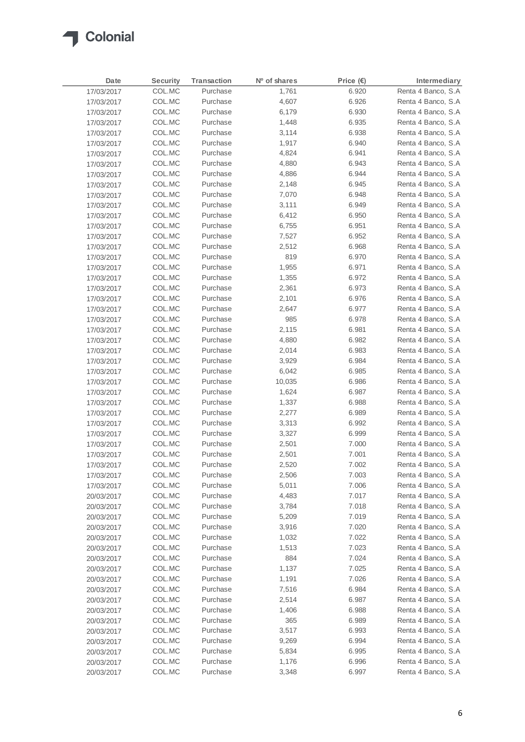| Date | Security | Transaction | Nº of shares | Price (€) | Intermediary |
|---|---|---|---|---|---|
| 17/03/2017 | COL.MC | Purchase | 1,761 | 6.920 | Renta 4 Banco, S.A |
| 17/03/2017 | COL.MC | Purchase | 4,607 | 6.926 | Renta 4 Banco, S.A |
| 17/03/2017 | COL.MC | Purchase | 6,179 | 6.930 | Renta 4 Banco, S.A |
| 17/03/2017 | COL.MC | Purchase | 1,448 | 6.935 | Renta 4 Banco, S.A |
| 17/03/2017 | COL.MC | Purchase | 3,114 | 6.938 | Renta 4 Banco, S.A |
| 17/03/2017 | COL.MC | Purchase | 1,917 | 6.940 | Renta 4 Banco, S.A |
| 17/03/2017 | COL.MC | Purchase | 4,824 | 6.941 | Renta 4 Banco, S.A |
| 17/03/2017 | COL.MC | Purchase | 4,880 | 6.943 | Renta 4 Banco, S.A |
| 17/03/2017 | COL.MC | Purchase | 4,886 | 6.944 | Renta 4 Banco, S.A |
| 17/03/2017 | COL.MC | Purchase | 2,148 | 6.945 | Renta 4 Banco, S.A |
| 17/03/2017 | COL.MC | Purchase | 7,070 | 6.948 | Renta 4 Banco, S.A |
| 17/03/2017 | COL.MC | Purchase | 3,111 | 6.949 | Renta 4 Banco, S.A |
| 17/03/2017 | COL.MC | Purchase | 6,412 | 6.950 | Renta 4 Banco, S.A |
| 17/03/2017 | COL.MC | Purchase | 6,755 | 6.951 | Renta 4 Banco, S.A |
| 17/03/2017 | COL.MC | Purchase | 7,527 | 6.952 | Renta 4 Banco, S.A |
| 17/03/2017 | COL.MC | Purchase | 2,512 | 6.968 | Renta 4 Banco, S.A |
| 17/03/2017 | COL.MC | Purchase | 819 | 6.970 | Renta 4 Banco, S.A |
| 17/03/2017 | COL.MC | Purchase | 1,955 | 6.971 | Renta 4 Banco, S.A |
| 17/03/2017 | COL.MC | Purchase | 1,355 | 6.972 | Renta 4 Banco, S.A |
| 17/03/2017 | COL.MC | Purchase | 2,361 | 6.973 | Renta 4 Banco, S.A |
| 17/03/2017 | COL.MC | Purchase | 2,101 | 6.976 | Renta 4 Banco, S.A |
| 17/03/2017 | COL.MC | Purchase | 2,647 | 6.977 | Renta 4 Banco, S.A |
| 17/03/2017 | COL.MC | Purchase | 985 | 6.978 | Renta 4 Banco, S.A |
| 17/03/2017 | COL.MC | Purchase | 2,115 | 6.981 | Renta 4 Banco, S.A |
| 17/03/2017 | COL.MC | Purchase | 4,880 | 6.982 | Renta 4 Banco, S.A |
| 17/03/2017 | COL.MC | Purchase | 2,014 | 6.983 | Renta 4 Banco, S.A |
| 17/03/2017 | COL.MC | Purchase | 3,929 | 6.984 | Renta 4 Banco, S.A |
| 17/03/2017 | COL.MC | Purchase | 6,042 | 6.985 | Renta 4 Banco, S.A |
| 17/03/2017 | COL.MC | Purchase | 10,035 | 6.986 | Renta 4 Banco, S.A |
| 17/03/2017 | COL.MC | Purchase | 1,624 | 6.987 | Renta 4 Banco, S.A |
| 17/03/2017 | COL.MC | Purchase | 1,337 | 6.988 | Renta 4 Banco, S.A |
| 17/03/2017 | COL.MC | Purchase | 2,277 | 6.989 | Renta 4 Banco, S.A |
| 17/03/2017 | COL.MC | Purchase | 3,313 | 6.992 | Renta 4 Banco, S.A |
| 17/03/2017 | COL.MC | Purchase | 3,327 | 6.999 | Renta 4 Banco, S.A |
| 17/03/2017 | COL.MC | Purchase | 2,501 | 7.000 | Renta 4 Banco, S.A |
| 17/03/2017 | COL.MC | Purchase | 2,501 | 7.001 | Renta 4 Banco, S.A |
| 17/03/2017 | COL.MC | Purchase | 2,520 | 7.002 | Renta 4 Banco, S.A |
| 17/03/2017 | COL.MC | Purchase | 2,506 | 7.003 | Renta 4 Banco, S.A |
| 17/03/2017 | COL.MC | Purchase | 5,011 | 7.006 | Renta 4 Banco, S.A |
| 20/03/2017 | COL.MC | Purchase | 4,483 | 7.017 | Renta 4 Banco, S.A |
| 20/03/2017 | COL.MC | Purchase | 3,784 | 7.018 | Renta 4 Banco, S.A |
| 20/03/2017 | COL.MC | Purchase | 5,209 | 7.019 | Renta 4 Banco, S.A |
| 20/03/2017 | COL.MC | Purchase | 3,916 | 7.020 | Renta 4 Banco, S.A |
| 20/03/2017 | COL.MC | Purchase | 1,032 | 7.022 | Renta 4 Banco, S.A |
| 20/03/2017 | COL.MC | Purchase | 1,513 | 7.023 | Renta 4 Banco, S.A |
| 20/03/2017 | COL.MC | Purchase | 884 | 7.024 | Renta 4 Banco, S.A |
| 20/03/2017 | COL.MC | Purchase | 1,137 | 7.025 | Renta 4 Banco, S.A |
| 20/03/2017 | COL.MC | Purchase | 1,191 | 7.026 | Renta 4 Banco, S.A |
| 20/03/2017 | COL.MC | Purchase | 7,516 | 6.984 | Renta 4 Banco, S.A |
| 20/03/2017 | COL.MC | Purchase | 2,514 | 6.987 | Renta 4 Banco, S.A |
| 20/03/2017 | COL.MC | Purchase | 1,406 | 6.988 | Renta 4 Banco, S.A |
| 20/03/2017 | COL.MC | Purchase | 365 | 6.989 | Renta 4 Banco, S.A |
| 20/03/2017 | COL.MC | Purchase | 3,517 | 6.993 | Renta 4 Banco, S.A |
| 20/03/2017 | COL.MC | Purchase | 9,269 | 6.994 | Renta 4 Banco, S.A |
| 20/03/2017 | COL.MC | Purchase | 5,834 | 6.995 | Renta 4 Banco, S.A |
| 20/03/2017 | COL.MC | Purchase | 1,176 | 6.996 | Renta 4 Banco, S.A |
| 20/03/2017 | COL.MC | Purchase | 3,348 | 6.997 | Renta 4 Banco, S.A |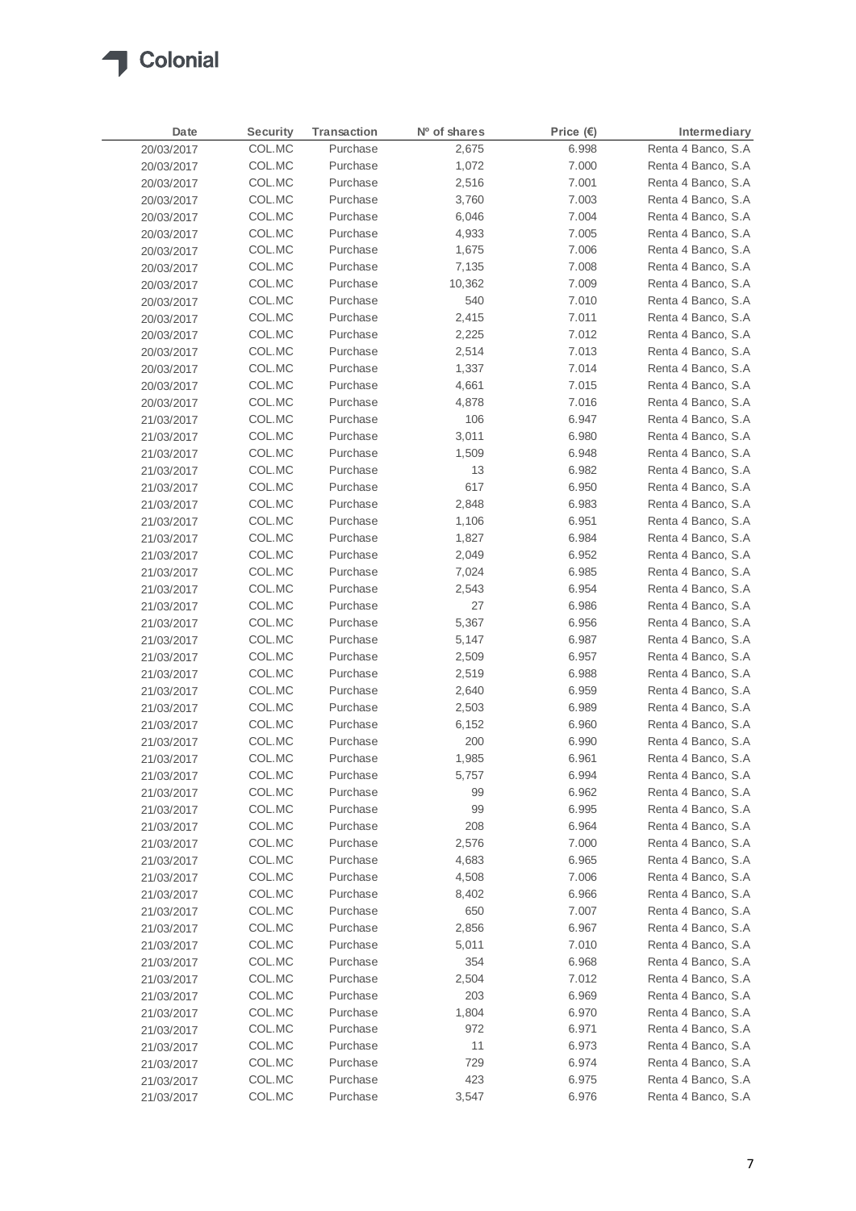| Date | Security | Transaction | Nº of shares | Price (€) | Intermediary |
|---|---|---|---|---|---|
| 20/03/2017 | COL.MC | Purchase | 2,675 | 6.998 | Renta 4 Banco, S.A |
| 20/03/2017 | COL.MC | Purchase | 1,072 | 7.000 | Renta 4 Banco, S.A |
| 20/03/2017 | COL.MC | Purchase | 2,516 | 7.001 | Renta 4 Banco, S.A |
| 20/03/2017 | COL.MC | Purchase | 3,760 | 7.003 | Renta 4 Banco, S.A |
| 20/03/2017 | COL.MC | Purchase | 6,046 | 7.004 | Renta 4 Banco, S.A |
| 20/03/2017 | COL.MC | Purchase | 4,933 | 7.005 | Renta 4 Banco, S.A |
| 20/03/2017 | COL.MC | Purchase | 1,675 | 7.006 | Renta 4 Banco, S.A |
| 20/03/2017 | COL.MC | Purchase | 7,135 | 7.008 | Renta 4 Banco, S.A |
| 20/03/2017 | COL.MC | Purchase | 10,362 | 7.009 | Renta 4 Banco, S.A |
| 20/03/2017 | COL.MC | Purchase | 540 | 7.010 | Renta 4 Banco, S.A |
| 20/03/2017 | COL.MC | Purchase | 2,415 | 7.011 | Renta 4 Banco, S.A |
| 20/03/2017 | COL.MC | Purchase | 2,225 | 7.012 | Renta 4 Banco, S.A |
| 20/03/2017 | COL.MC | Purchase | 2,514 | 7.013 | Renta 4 Banco, S.A |
| 20/03/2017 | COL.MC | Purchase | 1,337 | 7.014 | Renta 4 Banco, S.A |
| 20/03/2017 | COL.MC | Purchase | 4,661 | 7.015 | Renta 4 Banco, S.A |
| 20/03/2017 | COL.MC | Purchase | 4,878 | 7.016 | Renta 4 Banco, S.A |
| 21/03/2017 | COL.MC | Purchase | 106 | 6.947 | Renta 4 Banco, S.A |
| 21/03/2017 | COL.MC | Purchase | 3,011 | 6.980 | Renta 4 Banco, S.A |
| 21/03/2017 | COL.MC | Purchase | 1,509 | 6.948 | Renta 4 Banco, S.A |
| 21/03/2017 | COL.MC | Purchase | 13 | 6.982 | Renta 4 Banco, S.A |
| 21/03/2017 | COL.MC | Purchase | 617 | 6.950 | Renta 4 Banco, S.A |
| 21/03/2017 | COL.MC | Purchase | 2,848 | 6.983 | Renta 4 Banco, S.A |
| 21/03/2017 | COL.MC | Purchase | 1,106 | 6.951 | Renta 4 Banco, S.A |
| 21/03/2017 | COL.MC | Purchase | 1,827 | 6.984 | Renta 4 Banco, S.A |
| 21/03/2017 | COL.MC | Purchase | 2,049 | 6.952 | Renta 4 Banco, S.A |
| 21/03/2017 | COL.MC | Purchase | 7,024 | 6.985 | Renta 4 Banco, S.A |
| 21/03/2017 | COL.MC | Purchase | 2,543 | 6.954 | Renta 4 Banco, S.A |
| 21/03/2017 | COL.MC | Purchase | 27 | 6.986 | Renta 4 Banco, S.A |
| 21/03/2017 | COL.MC | Purchase | 5,367 | 6.956 | Renta 4 Banco, S.A |
| 21/03/2017 | COL.MC | Purchase | 5,147 | 6.987 | Renta 4 Banco, S.A |
| 21/03/2017 | COL.MC | Purchase | 2,509 | 6.957 | Renta 4 Banco, S.A |
| 21/03/2017 | COL.MC | Purchase | 2,519 | 6.988 | Renta 4 Banco, S.A |
| 21/03/2017 | COL.MC | Purchase | 2,640 | 6.959 | Renta 4 Banco, S.A |
| 21/03/2017 | COL.MC | Purchase | 2,503 | 6.989 | Renta 4 Banco, S.A |
| 21/03/2017 | COL.MC | Purchase | 6,152 | 6.960 | Renta 4 Banco, S.A |
| 21/03/2017 | COL.MC | Purchase | 200 | 6.990 | Renta 4 Banco, S.A |
| 21/03/2017 | COL.MC | Purchase | 1,985 | 6.961 | Renta 4 Banco, S.A |
| 21/03/2017 | COL.MC | Purchase | 5,757 | 6.994 | Renta 4 Banco, S.A |
| 21/03/2017 | COL.MC | Purchase | 99 | 6.962 | Renta 4 Banco, S.A |
| 21/03/2017 | COL.MC | Purchase | 99 | 6.995 | Renta 4 Banco, S.A |
| 21/03/2017 | COL.MC | Purchase | 208 | 6.964 | Renta 4 Banco, S.A |
| 21/03/2017 | COL.MC | Purchase | 2,576 | 7.000 | Renta 4 Banco, S.A |
| 21/03/2017 | COL.MC | Purchase | 4,683 | 6.965 | Renta 4 Banco, S.A |
| 21/03/2017 | COL.MC | Purchase | 4,508 | 7.006 | Renta 4 Banco, S.A |
| 21/03/2017 | COL.MC | Purchase | 8,402 | 6.966 | Renta 4 Banco, S.A |
| 21/03/2017 | COL.MC | Purchase | 650 | 7.007 | Renta 4 Banco, S.A |
| 21/03/2017 | COL.MC | Purchase | 2,856 | 6.967 | Renta 4 Banco, S.A |
| 21/03/2017 | COL.MC | Purchase | 5,011 | 7.010 | Renta 4 Banco, S.A |
| 21/03/2017 | COL.MC | Purchase | 354 | 6.968 | Renta 4 Banco, S.A |
| 21/03/2017 | COL.MC | Purchase | 2,504 | 7.012 | Renta 4 Banco, S.A |
| 21/03/2017 | COL.MC | Purchase | 203 | 6.969 | Renta 4 Banco, S.A |
| 21/03/2017 | COL.MC | Purchase | 1,804 | 6.970 | Renta 4 Banco, S.A |
| 21/03/2017 | COL.MC | Purchase | 972 | 6.971 | Renta 4 Banco, S.A |
| 21/03/2017 | COL.MC | Purchase | 11 | 6.973 | Renta 4 Banco, S.A |
| 21/03/2017 | COL.MC | Purchase | 729 | 6.974 | Renta 4 Banco, S.A |
| 21/03/2017 | COL.MC | Purchase | 423 | 6.975 | Renta 4 Banco, S.A |
| 21/03/2017 | COL.MC | Purchase | 3,547 | 6.976 | Renta 4 Banco, S.A |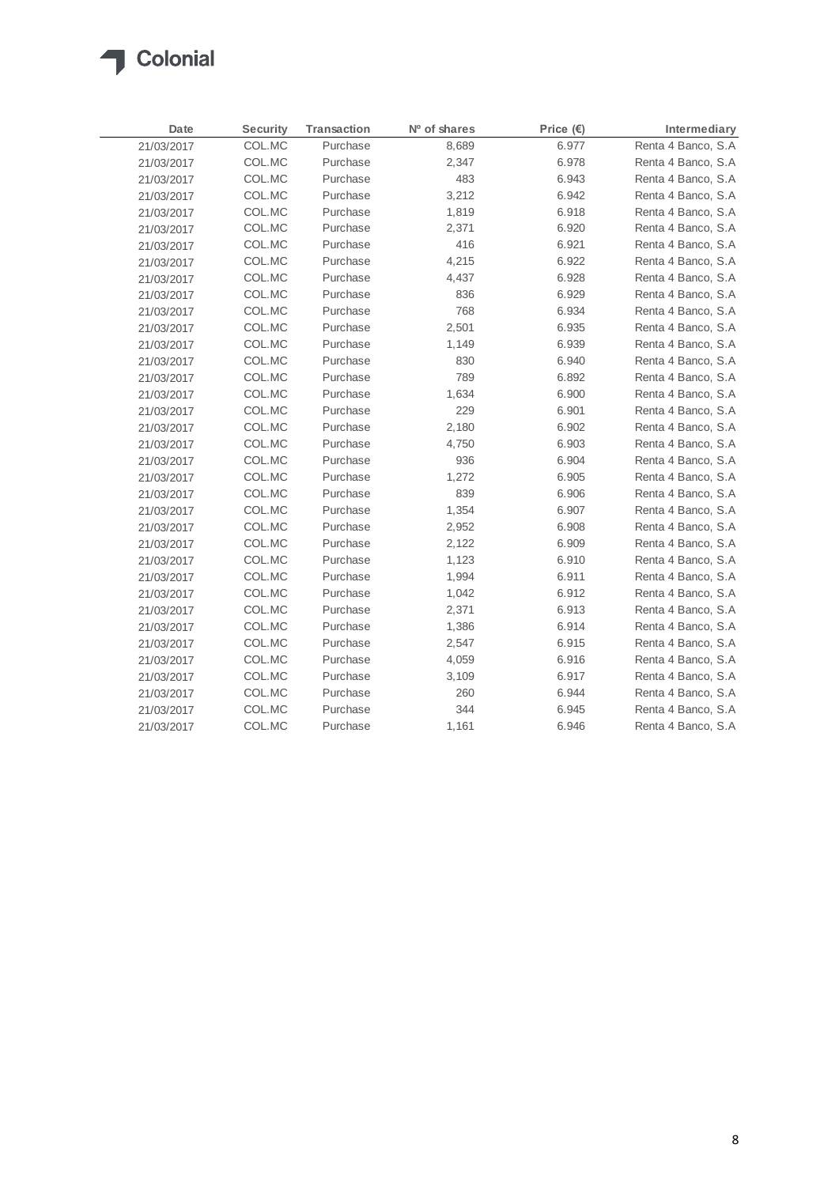| Date | Security | Transaction | Nº of shares | Price (€) | Intermediary |
|---|---|---|---|---|---|
| 21/03/2017 | COL.MC | Purchase | 8,689 | 6.977 | Renta 4 Banco, S.A |
| 21/03/2017 | COL.MC | Purchase | 2,347 | 6.978 | Renta 4 Banco, S.A |
| 21/03/2017 | COL.MC | Purchase | 483 | 6.943 | Renta 4 Banco, S.A |
| 21/03/2017 | COL.MC | Purchase | 3,212 | 6.942 | Renta 4 Banco, S.A |
| 21/03/2017 | COL.MC | Purchase | 1,819 | 6.918 | Renta 4 Banco, S.A |
| 21/03/2017 | COL.MC | Purchase | 2,371 | 6.920 | Renta 4 Banco, S.A |
| 21/03/2017 | COL.MC | Purchase | 416 | 6.921 | Renta 4 Banco, S.A |
| 21/03/2017 | COL.MC | Purchase | 4,215 | 6.922 | Renta 4 Banco, S.A |
| 21/03/2017 | COL.MC | Purchase | 4,437 | 6.928 | Renta 4 Banco, S.A |
| 21/03/2017 | COL.MC | Purchase | 836 | 6.929 | Renta 4 Banco, S.A |
| 21/03/2017 | COL.MC | Purchase | 768 | 6.934 | Renta 4 Banco, S.A |
| 21/03/2017 | COL.MC | Purchase | 2,501 | 6.935 | Renta 4 Banco, S.A |
| 21/03/2017 | COL.MC | Purchase | 1,149 | 6.939 | Renta 4 Banco, S.A |
| 21/03/2017 | COL.MC | Purchase | 830 | 6.940 | Renta 4 Banco, S.A |
| 21/03/2017 | COL.MC | Purchase | 789 | 6.892 | Renta 4 Banco, S.A |
| 21/03/2017 | COL.MC | Purchase | 1,634 | 6.900 | Renta 4 Banco, S.A |
| 21/03/2017 | COL.MC | Purchase | 229 | 6.901 | Renta 4 Banco, S.A |
| 21/03/2017 | COL.MC | Purchase | 2,180 | 6.902 | Renta 4 Banco, S.A |
| 21/03/2017 | COL.MC | Purchase | 4,750 | 6.903 | Renta 4 Banco, S.A |
| 21/03/2017 | COL.MC | Purchase | 936 | 6.904 | Renta 4 Banco, S.A |
| 21/03/2017 | COL.MC | Purchase | 1,272 | 6.905 | Renta 4 Banco, S.A |
| 21/03/2017 | COL.MC | Purchase | 839 | 6.906 | Renta 4 Banco, S.A |
| 21/03/2017 | COL.MC | Purchase | 1,354 | 6.907 | Renta 4 Banco, S.A |
| 21/03/2017 | COL.MC | Purchase | 2,952 | 6.908 | Renta 4 Banco, S.A |
| 21/03/2017 | COL.MC | Purchase | 2,122 | 6.909 | Renta 4 Banco, S.A |
| 21/03/2017 | COL.MC | Purchase | 1,123 | 6.910 | Renta 4 Banco, S.A |
| 21/03/2017 | COL.MC | Purchase | 1,994 | 6.911 | Renta 4 Banco, S.A |
| 21/03/2017 | COL.MC | Purchase | 1,042 | 6.912 | Renta 4 Banco, S.A |
| 21/03/2017 | COL.MC | Purchase | 2,371 | 6.913 | Renta 4 Banco, S.A |
| 21/03/2017 | COL.MC | Purchase | 1,386 | 6.914 | Renta 4 Banco, S.A |
| 21/03/2017 | COL.MC | Purchase | 2,547 | 6.915 | Renta 4 Banco, S.A |
| 21/03/2017 | COL.MC | Purchase | 4,059 | 6.916 | Renta 4 Banco, S.A |
| 21/03/2017 | COL.MC | Purchase | 3,109 | 6.917 | Renta 4 Banco, S.A |
| 21/03/2017 | COL.MC | Purchase | 260 | 6.944 | Renta 4 Banco, S.A |
| 21/03/2017 | COL.MC | Purchase | 344 | 6.945 | Renta 4 Banco, S.A |
| 21/03/2017 | COL.MC | Purchase | 1,161 | 6.946 | Renta 4 Banco, S.A |